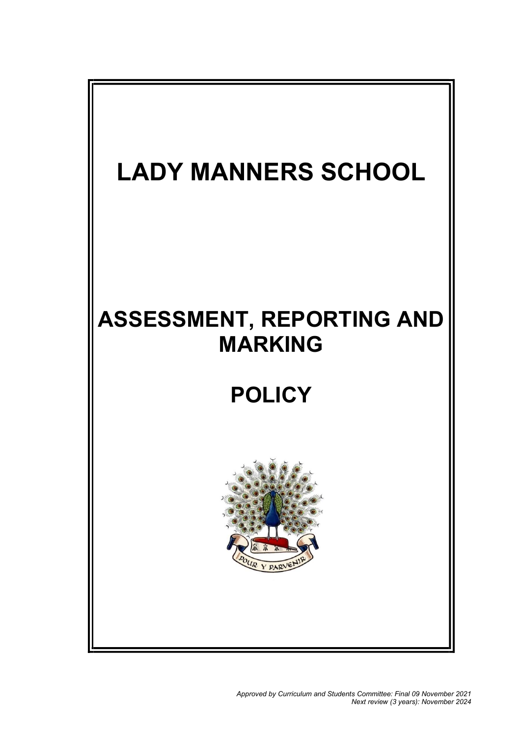# LADY MANNERS SCHOOL

# ASSESSMENT, REPORTING AND MARKING

# POLICY

POUR Y PARVENIR

*Approved by Curriculum and Students Committee: Final 09 November 2021*
*Next review (3 years): November 2024*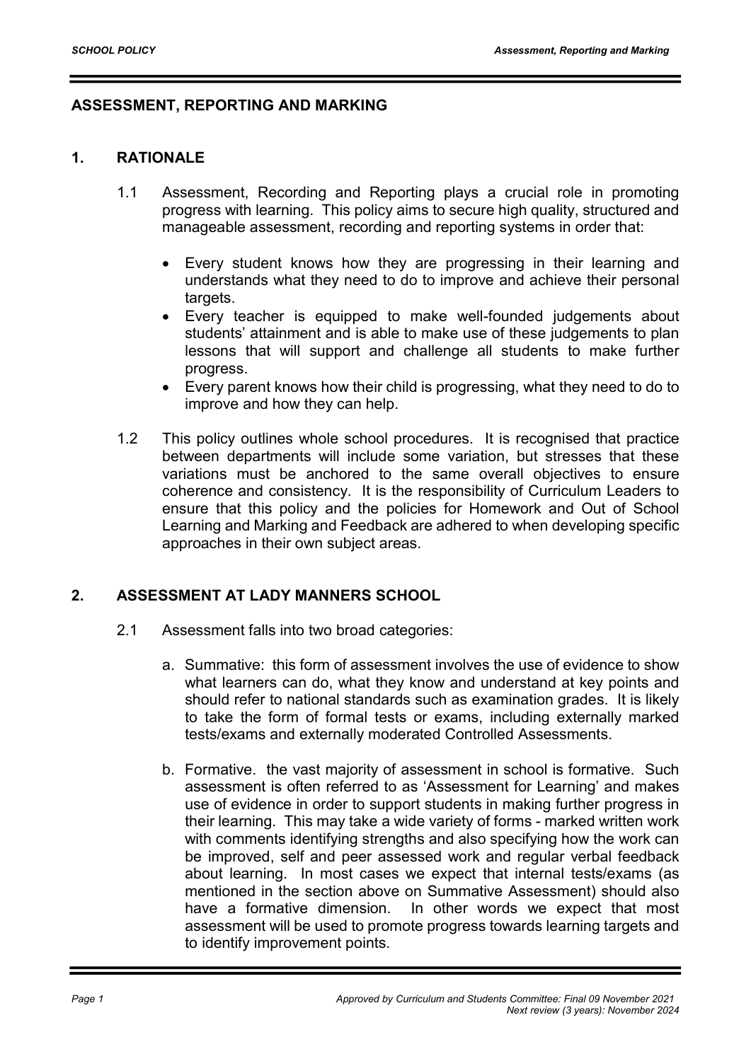# ASSESSMENT, REPORTING AND MARKING

## 1. RATIONALE

1.1 Assessment, Recording and Reporting plays a crucial role in promoting progress with learning. This policy aims to secure high quality, structured and manageable assessment, recording and reporting systems in order that:

- Every student knows how they are progressing in their learning and understands what they need to do to improve and achieve their personal targets.
- Every teacher is equipped to make well-founded judgements about students' attainment and is able to make use of these judgements to plan lessons that will support and challenge all students to make further progress.
- Every parent knows how their child is progressing, what they need to do to improve and how they can help.

1.2 This policy outlines whole school procedures. It is recognised that practice between departments will include some variation, but stresses that these variations must be anchored to the same overall objectives to ensure coherence and consistency. It is the responsibility of Curriculum Leaders to ensure that this policy and the policies for Homework and Out of School Learning and Marking and Feedback are adhered to when developing specific approaches in their own subject areas.

## 2. ASSESSMENT AT LADY MANNERS SCHOOL

2.1 Assessment falls into two broad categories:

a. Summative: this form of assessment involves the use of evidence to show what learners can do, what they know and understand at key points and should refer to national standards such as examination grades. It is likely to take the form of formal tests or exams, including externally marked tests/exams and externally moderated Controlled Assessments.

b. Formative. the vast majority of assessment in school is formative. Such assessment is often referred to as 'Assessment for Learning' and makes use of evidence in order to support students in making further progress in their learning. This may take a wide variety of forms - marked written work with comments identifying strengths and also specifying how the work can be improved, self and peer assessed work and regular verbal feedback about learning. In most cases we expect that internal tests/exams (as mentioned in the section above on Summative Assessment) should also have a formative dimension. In other words we expect that most assessment will be used to promote progress towards learning targets and to identify improvement points.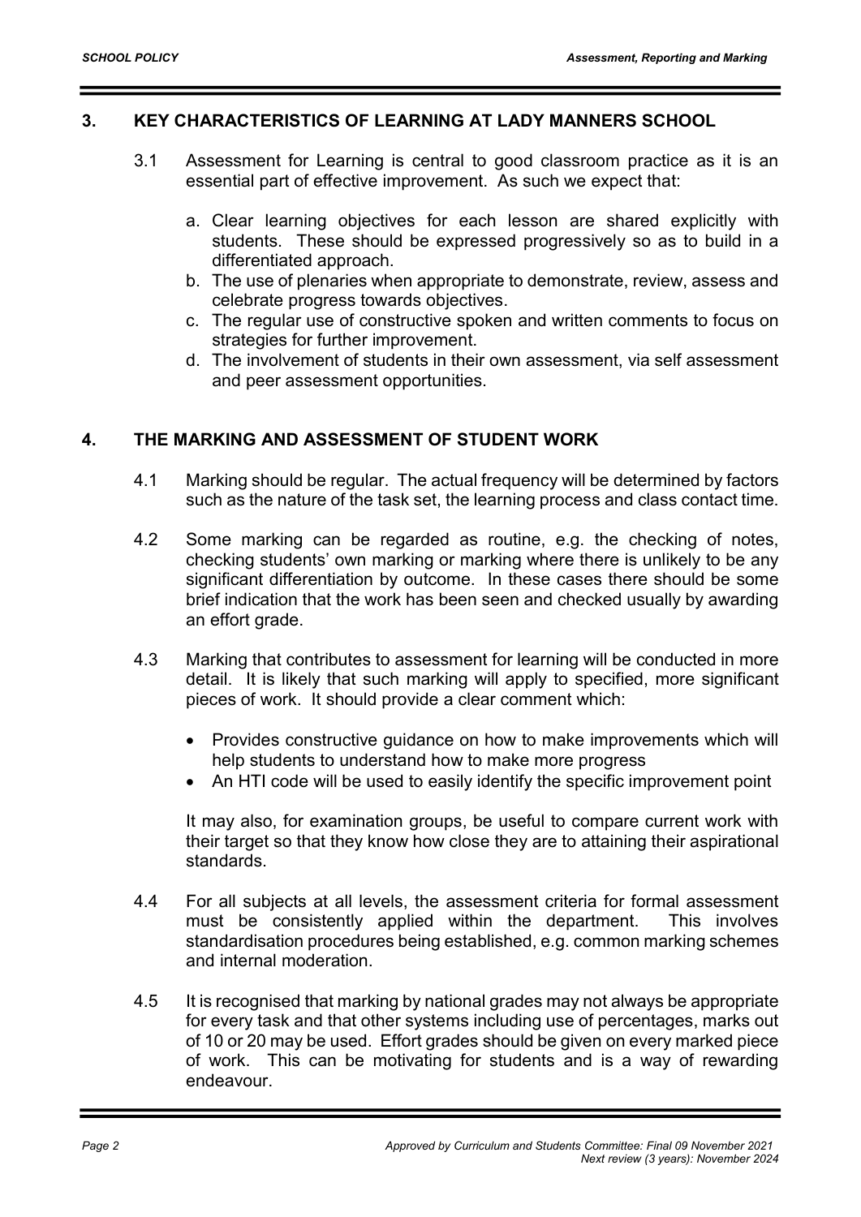## 3. KEY CHARACTERISTICS OF LEARNING AT LADY MANNERS SCHOOL

3.1 Assessment for Learning is central to good classroom practice as it is an essential part of effective improvement. As such we expect that:

a. Clear learning objectives for each lesson are shared explicitly with students. These should be expressed progressively so as to build in a differentiated approach.
b. The use of plenaries when appropriate to demonstrate, review, assess and celebrate progress towards objectives.
c. The regular use of constructive spoken and written comments to focus on strategies for further improvement.
d. The involvement of students in their own assessment, via self assessment and peer assessment opportunities.

## 4. THE MARKING AND ASSESSMENT OF STUDENT WORK

4.1 Marking should be regular. The actual frequency will be determined by factors such as the nature of the task set, the learning process and class contact time.

4.2 Some marking can be regarded as routine, e.g. the checking of notes, checking students' own marking or marking where there is unlikely to be any significant differentiation by outcome. In these cases there should be some brief indication that the work has been seen and checked usually by awarding an effort grade.

4.3 Marking that contributes to assessment for learning will be conducted in more detail. It is likely that such marking will apply to specified, more significant pieces of work. It should provide a clear comment which:

- Provides constructive guidance on how to make improvements which will help students to understand how to make more progress
- An HTI code will be used to easily identify the specific improvement point

It may also, for examination groups, be useful to compare current work with their target so that they know how close they are to attaining their aspirational standards.

4.4 For all subjects at all levels, the assessment criteria for formal assessment must be consistently applied within the department. This involves standardisation procedures being established, e.g. common marking schemes and internal moderation.

4.5 It is recognised that marking by national grades may not always be appropriate for every task and that other systems including use of percentages, marks out of 10 or 20 may be used. Effort grades should be given on every marked piece of work. This can be motivating for students and is a way of rewarding endeavour.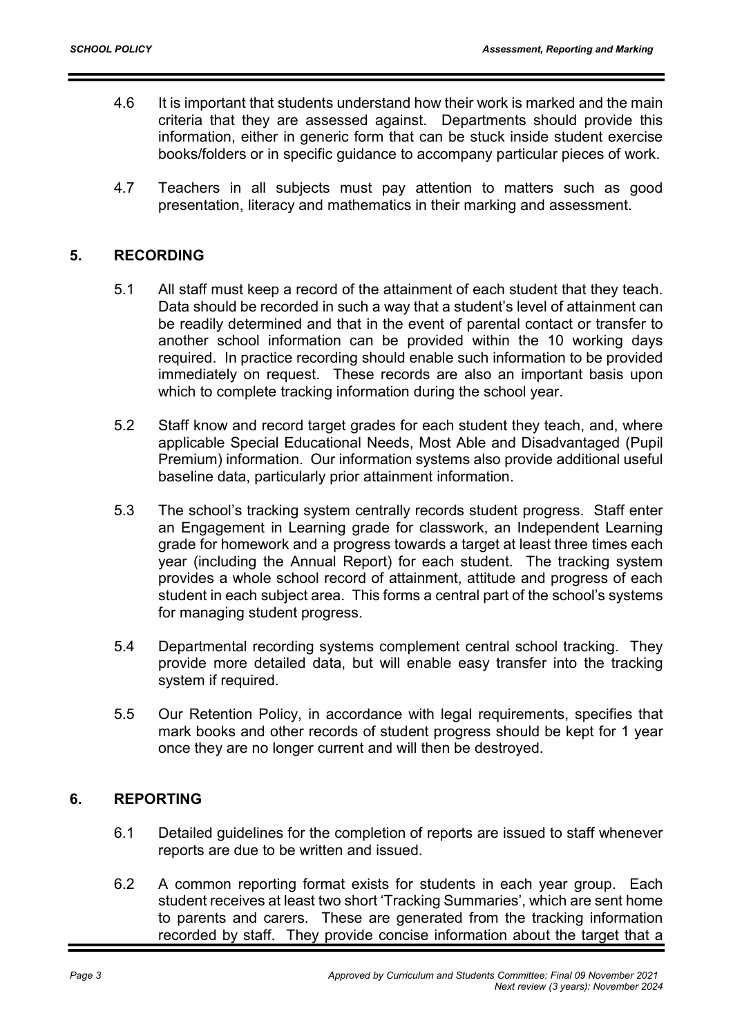4.6 It is important that students understand how their work is marked and the main criteria that they are assessed against. Departments should provide this information, either in generic form that can be stuck inside student exercise books/folders or in specific guidance to accompany particular pieces of work.

4.7 Teachers in all subjects must pay attention to matters such as good presentation, literacy and mathematics in their marking and assessment.

## 5. RECORDING

5.1 All staff must keep a record of the attainment of each student that they teach. Data should be recorded in such a way that a student's level of attainment can be readily determined and that in the event of parental contact or transfer to another school information can be provided within the 10 working days required. In practice recording should enable such information to be provided immediately on request. These records are also an important basis upon which to complete tracking information during the school year.

5.2 Staff know and record target grades for each student they teach, and, where applicable Special Educational Needs, Most Able and Disadvantaged (Pupil Premium) information. Our information systems also provide additional useful baseline data, particularly prior attainment information.

5.3 The school's tracking system centrally records student progress. Staff enter an Engagement in Learning grade for classwork, an Independent Learning grade for homework and a progress towards a target at least three times each year (including the Annual Report) for each student. The tracking system provides a whole school record of attainment, attitude and progress of each student in each subject area. This forms a central part of the school's systems for managing student progress.

5.4 Departmental recording systems complement central school tracking. They provide more detailed data, but will enable easy transfer into the tracking system if required.

5.5 Our Retention Policy, in accordance with legal requirements, specifies that mark books and other records of student progress should be kept for 1 year once they are no longer current and will then be destroyed.

## 6. REPORTING

6.1 Detailed guidelines for the completion of reports are issued to staff whenever reports are due to be written and issued.

6.2 A common reporting format exists for students in each year group. Each student receives at least two short 'Tracking Summaries', which are sent home to parents and carers. These are generated from the tracking information recorded by staff. They provide concise information about the target that a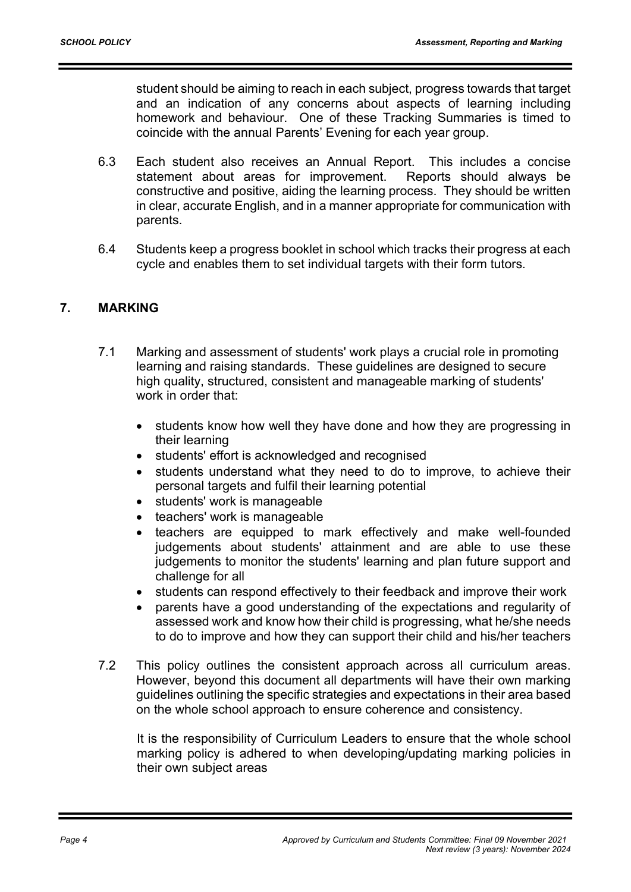student should be aiming to reach in each subject, progress towards that target and an indication of any concerns about aspects of learning including homework and behaviour. One of these Tracking Summaries is timed to coincide with the annual Parents' Evening for each year group.

6.3 Each student also receives an Annual Report. This includes a concise statement about areas for improvement. Reports should always be constructive and positive, aiding the learning process. They should be written in clear, accurate English, and in a manner appropriate for communication with parents.

6.4 Students keep a progress booklet in school which tracks their progress at each cycle and enables them to set individual targets with their form tutors.

## 7. MARKING

7.1 Marking and assessment of students' work plays a crucial role in promoting learning and raising standards. These guidelines are designed to secure high quality, structured, consistent and manageable marking of students' work in order that:

- students know how well they have done and how they are progressing in their learning
- students' effort is acknowledged and recognised
- students understand what they need to do to improve, to achieve their personal targets and fulfil their learning potential
- students' work is manageable
- teachers' work is manageable
- teachers are equipped to mark effectively and make well-founded judgements about students' attainment and are able to use these judgements to monitor the students' learning and plan future support and challenge for all
- students can respond effectively to their feedback and improve their work
- parents have a good understanding of the expectations and regularity of assessed work and know how their child is progressing, what he/she needs to do to improve and how they can support their child and his/her teachers

7.2 This policy outlines the consistent approach across all curriculum areas. However, beyond this document all departments will have their own marking guidelines outlining the specific strategies and expectations in their area based on the whole school approach to ensure coherence and consistency.

It is the responsibility of Curriculum Leaders to ensure that the whole school marking policy is adhered to when developing/updating marking policies in their own subject areas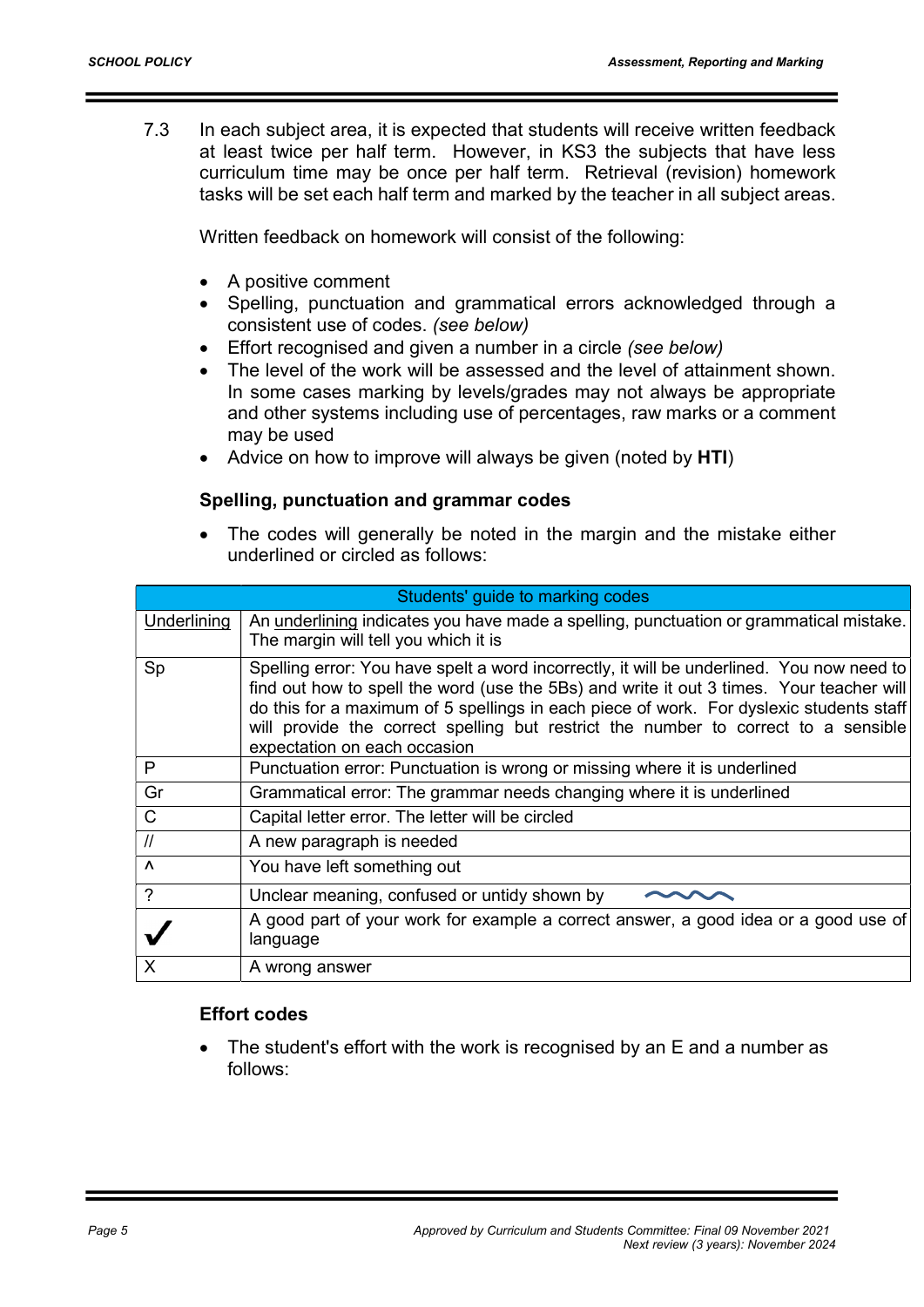7.3 In each subject area, it is expected that students will receive written feedback at least twice per half term. However, in KS3 the subjects that have less curriculum time may be once per half term. Retrieval (revision) homework tasks will be set each half term and marked by the teacher in all subject areas.

Written feedback on homework will consist of the following:

- A positive comment
- Spelling, punctuation and grammatical errors acknowledged through a consistent use of codes. *(see below)*
- Effort recognised and given a number in a circle *(see below)*
- The level of the work will be assessed and the level of attainment shown. In some cases marking by levels/grades may not always be appropriate and other systems including use of percentages, raw marks or a comment may be used
- Advice on how to improve will always be given (noted by **HTI**)

**Spelling, punctuation and grammar codes**

- The codes will generally be noted in the margin and the mistake either underlined or circled as follows:

| Students' guide to marking codes | |
|---|---|
| <u>Underlining</u> | An <u>underlining</u> indicates you have made a spelling, punctuation or grammatical mistake. The margin will tell you which it is |
| Sp | Spelling error: You have spelt a word incorrectly, it will be underlined. You now need to find out how to spell the word (use the 5Bs) and write it out 3 times. Your teacher will do this for a maximum of 5 spellings in each piece of work. For dyslexic students staff will provide the correct spelling but restrict the number to correct to a sensible expectation on each occasion |
| P | Punctuation error: Punctuation is wrong or missing where it is underlined |
| Gr | Grammatical error: The grammar needs changing where it is underlined |
| C | Capital letter error. The letter will be circled |
| // | A new paragraph is needed |
| ^ | You have left something out |
| ? | Unclear meaning, confused or untidy shown by ~~~~ |
| ✓ | A good part of your work for example a correct answer, a good idea or a good use of language |
| X | A wrong answer |

**Effort codes**

- The student's effort with the work is recognised by an E and a number as follows: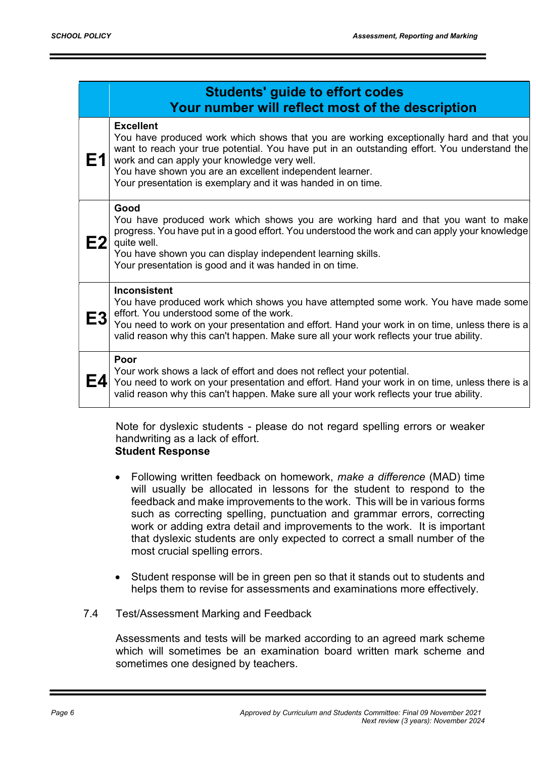| | Students' guide to effort codes<br>Your number will reflect most of the description |
|---|---|
| **E1** | **Excellent**<br>You have produced work which shows that you are working exceptionally hard and that you want to reach your true potential. You have put in an outstanding effort. You understand the work and can apply your knowledge very well.<br>You have shown you are an excellent independent learner.<br>Your presentation is exemplary and it was handed in on time. |
| **E2** | **Good**<br>You have produced work which shows you are working hard and that you want to make progress. You have put in a good effort. You understood the work and can apply your knowledge quite well.<br>You have shown you can display independent learning skills.<br>Your presentation is good and it was handed in on time. |
| **E3** | **Inconsistent**<br>You have produced work which shows you have attempted some work. You have made some effort. You understood some of the work.<br>You need to work on your presentation and effort. Hand your work in on time, unless there is a valid reason why this can't happen. Make sure all your work reflects your true ability. |
| **E4** | **Poor**<br>Your work shows a lack of effort and does not reflect your potential.<br>You need to work on your presentation and effort. Hand your work in on time, unless there is a valid reason why this can't happen. Make sure all your work reflects your true ability. |

Note for dyslexic students - please do not regard spelling errors or weaker handwriting as a lack of effort.

**Student Response**

- Following written feedback on homework, *make a difference* (MAD) time will usually be allocated in lessons for the student to respond to the feedback and make improvements to the work. This will be in various forms such as correcting spelling, punctuation and grammar errors, correcting work or adding extra detail and improvements to the work. It is important that dyslexic students are only expected to correct a small number of the most crucial spelling errors.

- Student response will be in green pen so that it stands out to students and helps them to revise for assessments and examinations more effectively.

7.4 Test/Assessment Marking and Feedback

Assessments and tests will be marked according to an agreed mark scheme which will sometimes be an examination board written mark scheme and sometimes one designed by teachers.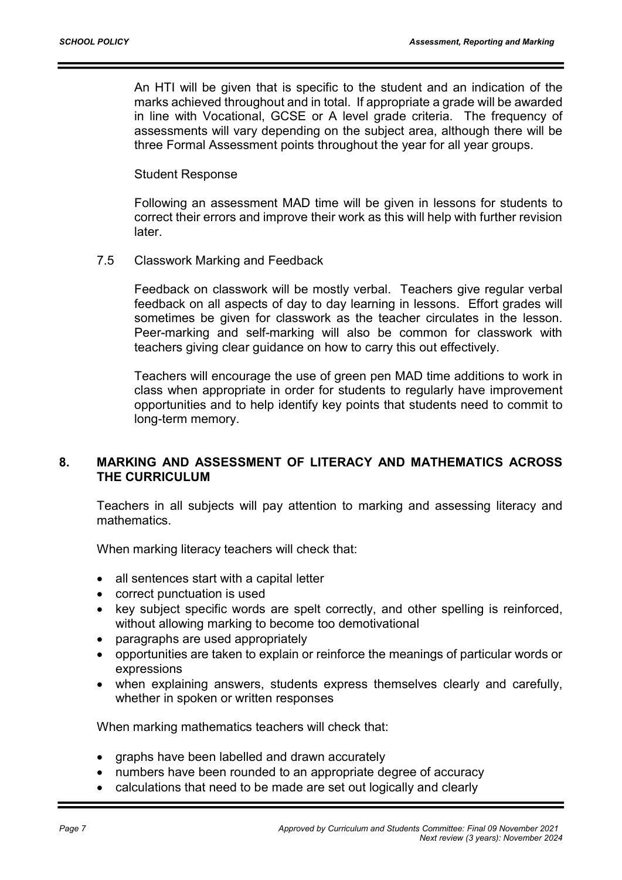An HTI will be given that is specific to the student and an indication of the marks achieved throughout and in total. If appropriate a grade will be awarded in line with Vocational, GCSE or A level grade criteria. The frequency of assessments will vary depending on the subject area, although there will be three Formal Assessment points throughout the year for all year groups.

Student Response

Following an assessment MAD time will be given in lessons for students to correct their errors and improve their work as this will help with further revision later.

7.5 Classwork Marking and Feedback

Feedback on classwork will be mostly verbal. Teachers give regular verbal feedback on all aspects of day to day learning in lessons. Effort grades will sometimes be given for classwork as the teacher circulates in the lesson. Peer-marking and self-marking will also be common for classwork with teachers giving clear guidance on how to carry this out effectively.

Teachers will encourage the use of green pen MAD time additions to work in class when appropriate in order for students to regularly have improvement opportunities and to help identify key points that students need to commit to long-term memory.

## 8. MARKING AND ASSESSMENT OF LITERACY AND MATHEMATICS ACROSS THE CURRICULUM

Teachers in all subjects will pay attention to marking and assessing literacy and mathematics.

When marking literacy teachers will check that:

- all sentences start with a capital letter
- correct punctuation is used
- key subject specific words are spelt correctly, and other spelling is reinforced, without allowing marking to become too demotivational
- paragraphs are used appropriately
- opportunities are taken to explain or reinforce the meanings of particular words or expressions
- when explaining answers, students express themselves clearly and carefully, whether in spoken or written responses

When marking mathematics teachers will check that:

- graphs have been labelled and drawn accurately
- numbers have been rounded to an appropriate degree of accuracy
- calculations that need to be made are set out logically and clearly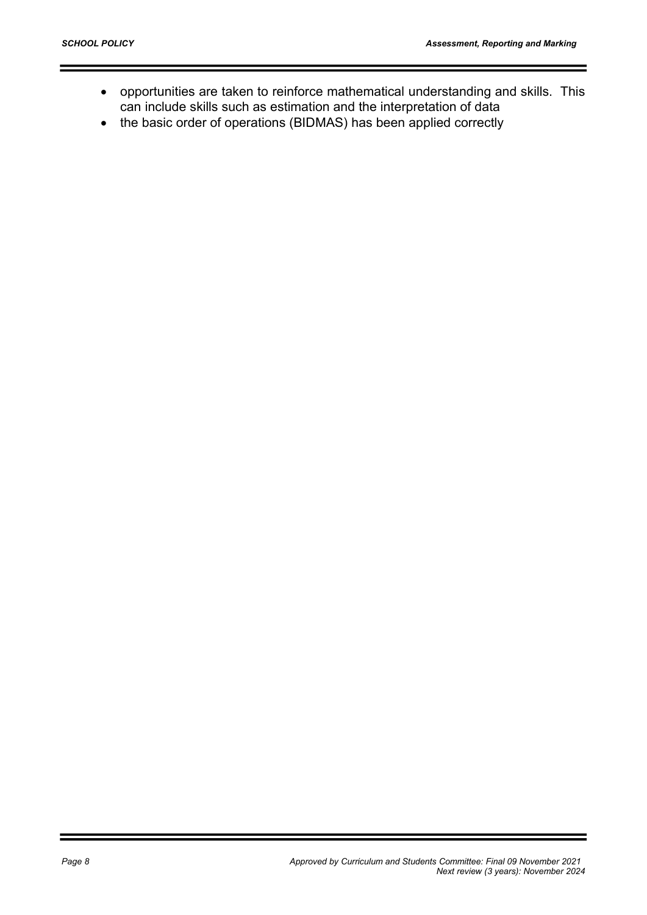- opportunities are taken to reinforce mathematical understanding and skills. This can include skills such as estimation and the interpretation of data
- the basic order of operations (BIDMAS) has been applied correctly